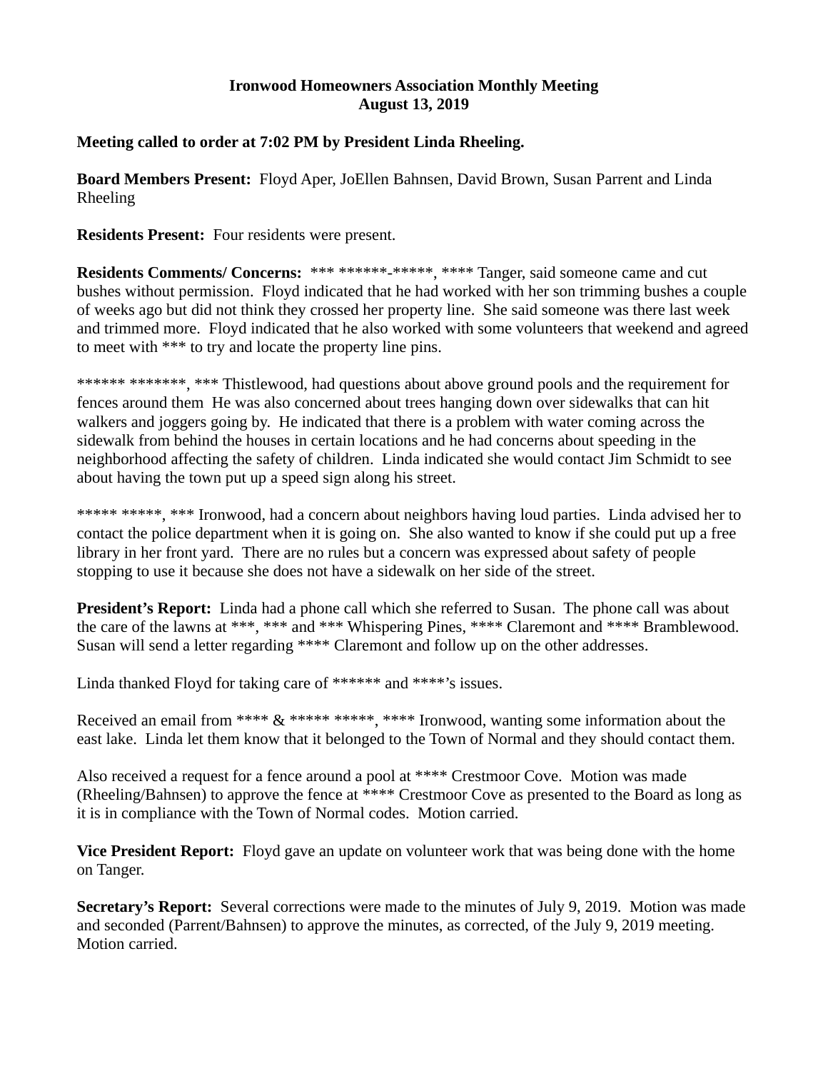**Ironwood Homeowners Association Monthly Meeting**
**August 13, 2019**

**Meeting called to order at 7:02 PM by President Linda Rheeling.**

**Board Members Present:** Floyd Aper, JoEllen Bahnsen, David Brown, Susan Parrent and Linda Rheeling

**Residents Present:** Four residents were present.

**Residents Comments/ Concerns:** *** ******-*****, **** Tanger, said someone came and cut bushes without permission. Floyd indicated that he had worked with her son trimming bushes a couple of weeks ago but did not think they crossed her property line. She said someone was there last week and trimmed more. Floyd indicated that he also worked with some volunteers that weekend and agreed to meet with *** to try and locate the property line pins.

****** *******, *** Thistlewood, had questions about above ground pools and the requirement for fences around them He was also concerned about trees hanging down over sidewalks that can hit walkers and joggers going by. He indicated that there is a problem with water coming across the sidewalk from behind the houses in certain locations and he had concerns about speeding in the neighborhood affecting the safety of children. Linda indicated she would contact Jim Schmidt to see about having the town put up a speed sign along his street.

***** *****, *** Ironwood, had a concern about neighbors having loud parties. Linda advised her to contact the police department when it is going on. She also wanted to know if she could put up a free library in her front yard. There are no rules but a concern was expressed about safety of people stopping to use it because she does not have a sidewalk on her side of the street.

**President's Report:** Linda had a phone call which she referred to Susan. The phone call was about the care of the lawns at ***, *** and *** Whispering Pines, **** Claremont and **** Bramblewood. Susan will send a letter regarding **** Claremont and follow up on the other addresses.

Linda thanked Floyd for taking care of ****** and ****'s issues.

Received an email from **** & ***** *****, **** Ironwood, wanting some information about the east lake. Linda let them know that it belonged to the Town of Normal and they should contact them.

Also received a request for a fence around a pool at **** Crestmoor Cove. Motion was made (Rheeling/Bahnsen) to approve the fence at **** Crestmoor Cove as presented to the Board as long as it is in compliance with the Town of Normal codes. Motion carried.

**Vice President Report:** Floyd gave an update on volunteer work that was being done with the home on Tanger.

**Secretary's Report:** Several corrections were made to the minutes of July 9, 2019. Motion was made and seconded (Parrent/Bahnsen) to approve the minutes, as corrected, of the July 9, 2019 meeting. Motion carried.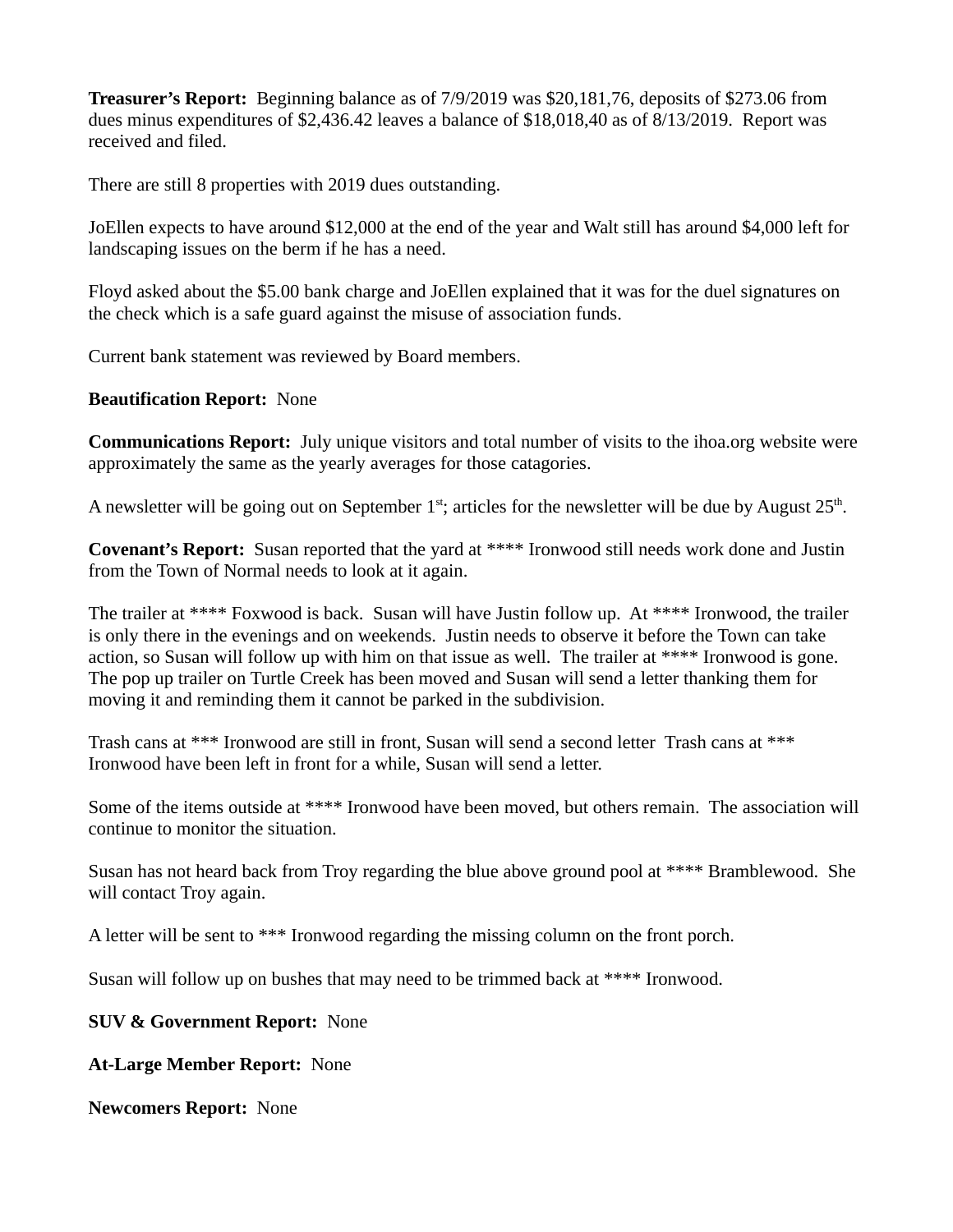**Treasurer's Report:** Beginning balance as of 7/9/2019 was $20,181,76, deposits of $273.06 from dues minus expenditures of $2,436.42 leaves a balance of $18,018,40 as of 8/13/2019. Report was received and filed.

There are still 8 properties with 2019 dues outstanding.

JoEllen expects to have around $12,000 at the end of the year and Walt still has around $4,000 left for landscaping issues on the berm if he has a need.

Floyd asked about the $5.00 bank charge and JoEllen explained that it was for the duel signatures on the check which is a safe guard against the misuse of association funds.

Current bank statement was reviewed by Board members.

**Beautification Report:** None

**Communications Report:** July unique visitors and total number of visits to the ihoa.org website were approximately the same as the yearly averages for those catagories.

A newsletter will be going out on September 1st; articles for the newsletter will be due by August 25th.

**Covenant's Report:** Susan reported that the yard at **** Ironwood still needs work done and Justin from the Town of Normal needs to look at it again.

The trailer at **** Foxwood is back. Susan will have Justin follow up. At **** Ironwood, the trailer is only there in the evenings and on weekends. Justin needs to observe it before the Town can take action, so Susan will follow up with him on that issue as well. The trailer at **** Ironwood is gone. The pop up trailer on Turtle Creek has been moved and Susan will send a letter thanking them for moving it and reminding them it cannot be parked in the subdivision.

Trash cans at *** Ironwood are still in front, Susan will send a second letter Trash cans at *** Ironwood have been left in front for a while, Susan will send a letter.

Some of the items outside at **** Ironwood have been moved, but others remain. The association will continue to monitor the situation.

Susan has not heard back from Troy regarding the blue above ground pool at **** Bramblewood. She will contact Troy again.

A letter will be sent to *** Ironwood regarding the missing column on the front porch.

Susan will follow up on bushes that may need to be trimmed back at **** Ironwood.

**SUV & Government Report:** None

**At-Large Member Report:** None

**Newcomers Report:** None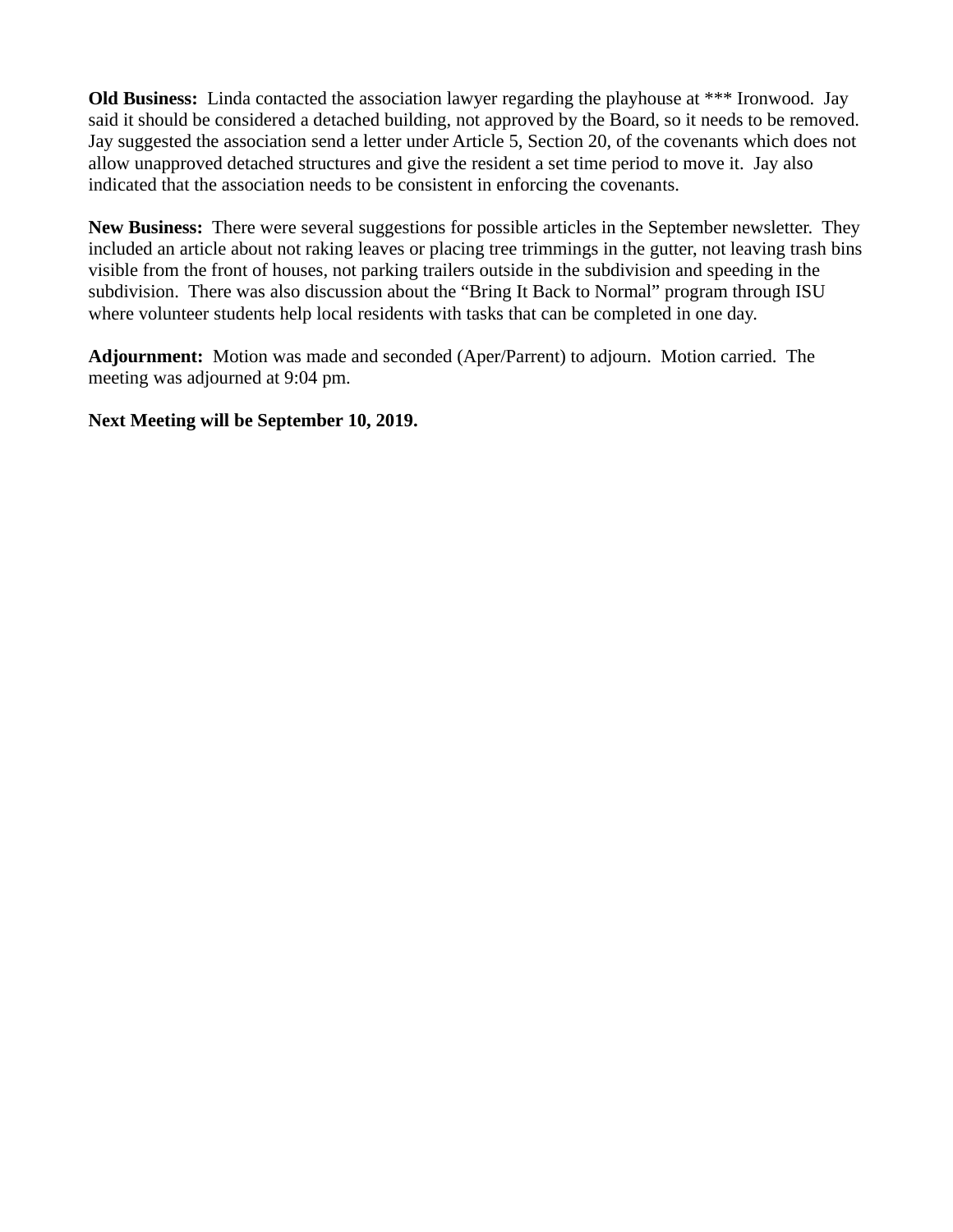**Old Business:** Linda contacted the association lawyer regarding the playhouse at *** Ironwood. Jay said it should be considered a detached building, not approved by the Board, so it needs to be removed. Jay suggested the association send a letter under Article 5, Section 20, of the covenants which does not allow unapproved detached structures and give the resident a set time period to move it. Jay also indicated that the association needs to be consistent in enforcing the covenants.

**New Business:** There were several suggestions for possible articles in the September newsletter. They included an article about not raking leaves or placing tree trimmings in the gutter, not leaving trash bins visible from the front of houses, not parking trailers outside in the subdivision and speeding in the subdivision. There was also discussion about the "Bring It Back to Normal" program through ISU where volunteer students help local residents with tasks that can be completed in one day.

**Adjournment:** Motion was made and seconded (Aper/Parrent) to adjourn. Motion carried. The meeting was adjourned at 9:04 pm.

**Next Meeting will be September 10, 2019.**